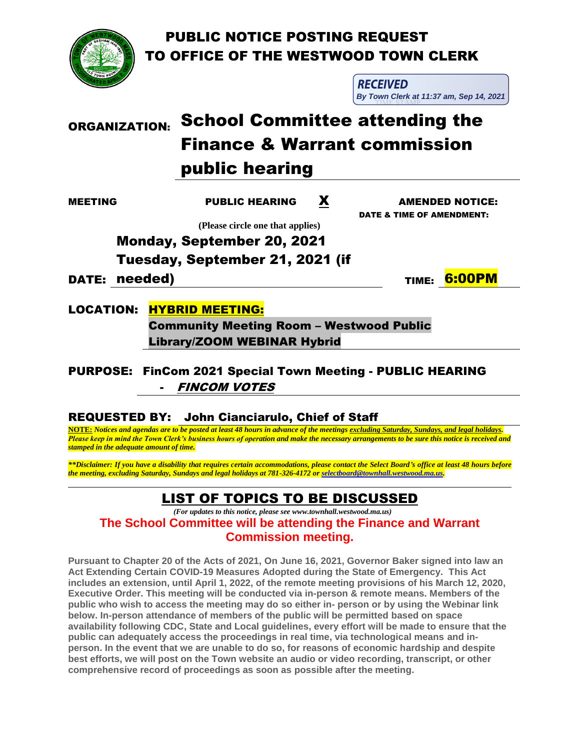# PUBLIC NOTICE POSTING REQUEST
# TO OFFICE OF THE WESTWOOD TOWN CLERK

**RECEIVED**
*By Town Clerk at 11:37 am, Sep 14, 2021*

TIME STAMP

**ORGANIZATION:** **School Committee attending the Finance & Warrant commission public hearing**

**MEETING** **PUBLIC HEARING** **X** **AMENDED NOTICE:**
**DATE & TIME OF AMENDMENT:**

**(Please circle one that applies)**

**DATE:** **Monday, September 20, 2021**
**Tuesday, September 21, 2021 (if needed)**

**TIME:** **6:00PM**

**LOCATION:** **HYBRID MEETING:**
**Community Meeting Room – Westwood Public Library/ZOOM WEBINAR Hybrid**

**PURPOSE:** **FinCom 2021 Special Town Meeting - PUBLIC HEARING - *FINCOM VOTES***

**REQUESTED BY:** **John Cianciarulo, Chief of Staff**

***NOTE:** Notices and agendas are to be posted at least 48 hours in advance of the meetings excluding Saturday, Sundays, and legal holidays. Please keep in mind the Town Clerk's business hours of operation and make the necessary arrangements to be sure this notice is received and stamped in the adequate amount of time.*

***\*\*Disclaimer: If you have a disability that requires certain accommodations, please contact the Select Board's office at least 48 hours before the meeting, excluding Saturday, Sundays and legal holidays at 781-326-4172 or selectboard@townhall.westwood.ma.us.***

## LIST OF TOPICS TO BE DISCUSSED

*(For updates to this notice, please see www.townhall.westwood.ma.us)*

**The School Committee will be attending the Finance and Warrant Commission meeting.**

**Pursuant to Chapter 20 of the Acts of 2021, On June 16, 2021, Governor Baker signed into law an Act Extending Certain COVID-19 Measures Adopted during the State of Emergency. This Act includes an extension, until April 1, 2022, of the remote meeting provisions of his March 12, 2020, Executive Order. This meeting will be conducted via in-person & remote means. Members of the public who wish to access the meeting may do so either in- person or by using the Webinar link below. In-person attendance of members of the public will be permitted based on space availability following CDC, State and Local guidelines, every effort will be made to ensure that the public can adequately access the proceedings in real time, via technological means and in-person. In the event that we are unable to do so, for reasons of economic hardship and despite best efforts, we will post on the Town website an audio or video recording, transcript, or other comprehensive record of proceedings as soon as possible after the meeting.**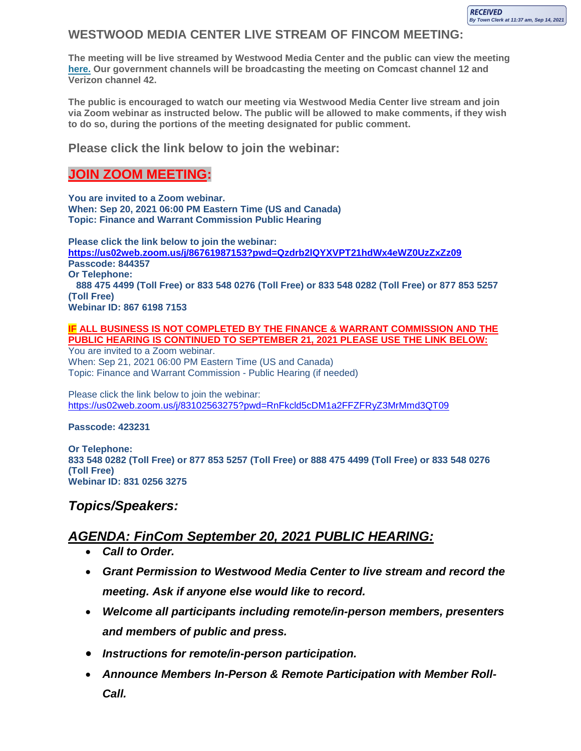RECEIVED
By Town Clerk at 11:37 am, Sep 14, 2021

## WESTWOOD MEDIA CENTER LIVE STREAM OF FINCOM MEETING:

**The meeting will be live streamed by Westwood Media Center and the public can view the meeting [here.](#) Our government channels will be broadcasting the meeting on Comcast channel 12 and Verizon channel 42.**

**The public is encouraged to watch our meeting via Westwood Media Center live stream and join via Zoom webinar as instructed below. The public will be allowed to make comments, if they wish to do so, during the portions of the meeting designated for public comment.**

### Please click the link below to join the webinar:

## JOIN ZOOM MEETING:

**You are invited to a Zoom webinar.**
**When: Sep 20, 2021 06:00 PM Eastern Time (US and Canada)**
**Topic: Finance and Warrant Commission Public Hearing**

**Please click the link below to join the webinar:**
**https://us02web.zoom.us/j/86761987153?pwd=Qzdrb2lQYXVPT21hdWx4eWZ0UzZxZz09**
**Passcode: 844357**
**Or Telephone:**
**888 475 4499 (Toll Free) or 833 548 0276 (Toll Free) or 833 548 0282 (Toll Free) or 877 853 5257 (Toll Free)**
**Webinar ID: 867 6198 7153**

**IF ALL BUSINESS IS NOT COMPLETED BY THE FINANCE & WARRANT COMMISSION AND THE PUBLIC HEARING IS CONTINUED TO SEPTEMBER 21, 2021 PLEASE USE THE LINK BELOW:**
You are invited to a Zoom webinar.
When: Sep 21, 2021 06:00 PM Eastern Time (US and Canada)
Topic: Finance and Warrant Commission - Public Hearing (if needed)

Please click the link below to join the webinar:
https://us02web.zoom.us/j/83102563275?pwd=RnFkcld5cDM1a2FFZFRyZ3MrMmd3QT09

**Passcode: 423231**

**Or Telephone:**
**833 548 0282 (Toll Free) or 877 853 5257 (Toll Free) or 888 475 4499 (Toll Free) or 833 548 0276 (Toll Free)**
**Webinar ID: 831 0256 3275**

## *Topics/Speakers:*

## *AGENDA: FinCom September 20, 2021 PUBLIC HEARING:*

- ***Call to Order.***
- ***Grant Permission to Westwood Media Center to live stream and record the meeting. Ask if anyone else would like to record.***
- ***Welcome all participants including remote/in-person members, presenters and members of public and press.***
- ***Instructions for remote/in-person participation.***
- ***Announce Members In-Person & Remote Participation with Member Roll-Call.***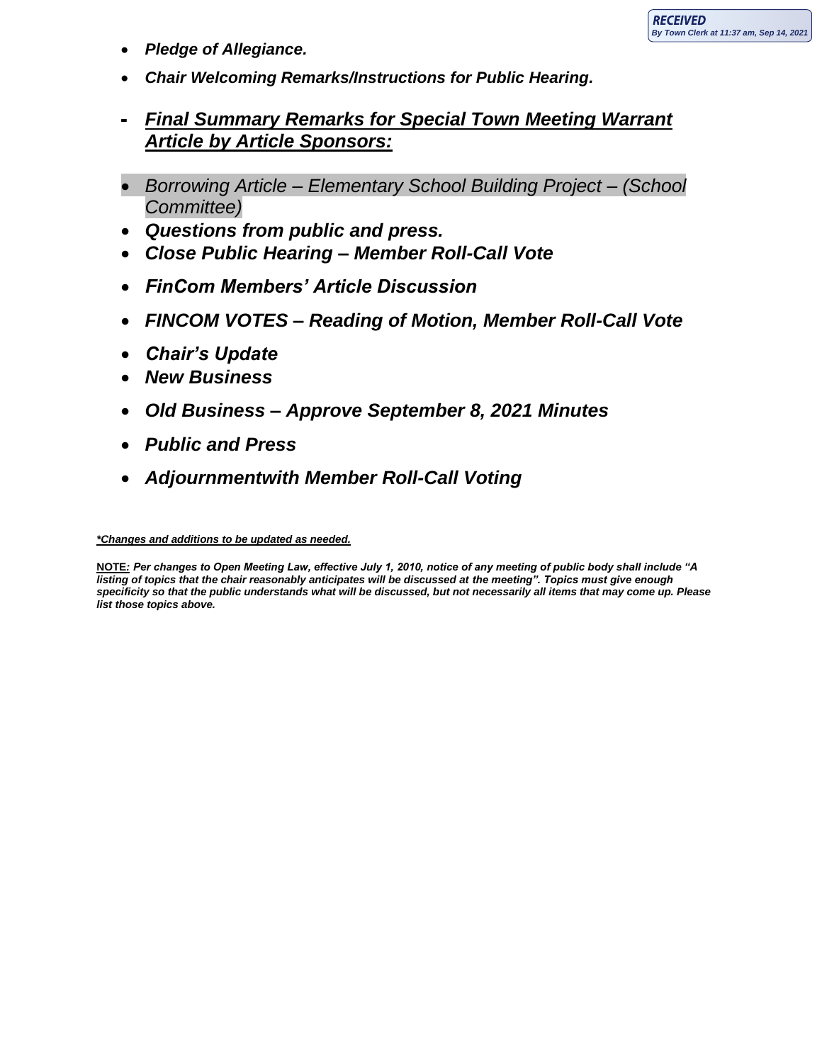**RECEIVED**
*By Town Clerk at 11:37 am, Sep 14, 2021*

- ***Pledge of Allegiance.***
- ***Chair Welcoming Remarks/Instructions for Public Hearing.***

- ***Final Summary Remarks for Special Town Meeting Warrant Article by Article Sponsors:***

- *Borrowing Article – Elementary School Building Project – (School Committee)*
- ***Questions from public and press.***
- ***Close Public Hearing – Member Roll-Call Vote***
- ***FinCom Members' Article Discussion***
- ***FINCOM VOTES – Reading of Motion, Member Roll-Call Vote***
- ***Chair's Update***
- ***New Business***
- ***Old Business – Approve September 8, 2021 Minutes***
- ***Public and Press***
- ***Adjournmentwith Member Roll-Call Voting***

***\*Changes and additions to be updated as needed.***

**NOTE:** ***Per changes to Open Meeting Law, effective July 1, 2010, notice of any meeting of public body shall include "A listing of topics that the chair reasonably anticipates will be discussed at the meeting". Topics must give enough specificity so that the public understands what will be discussed, but not necessarily all items that may come up. Please list those topics above.***